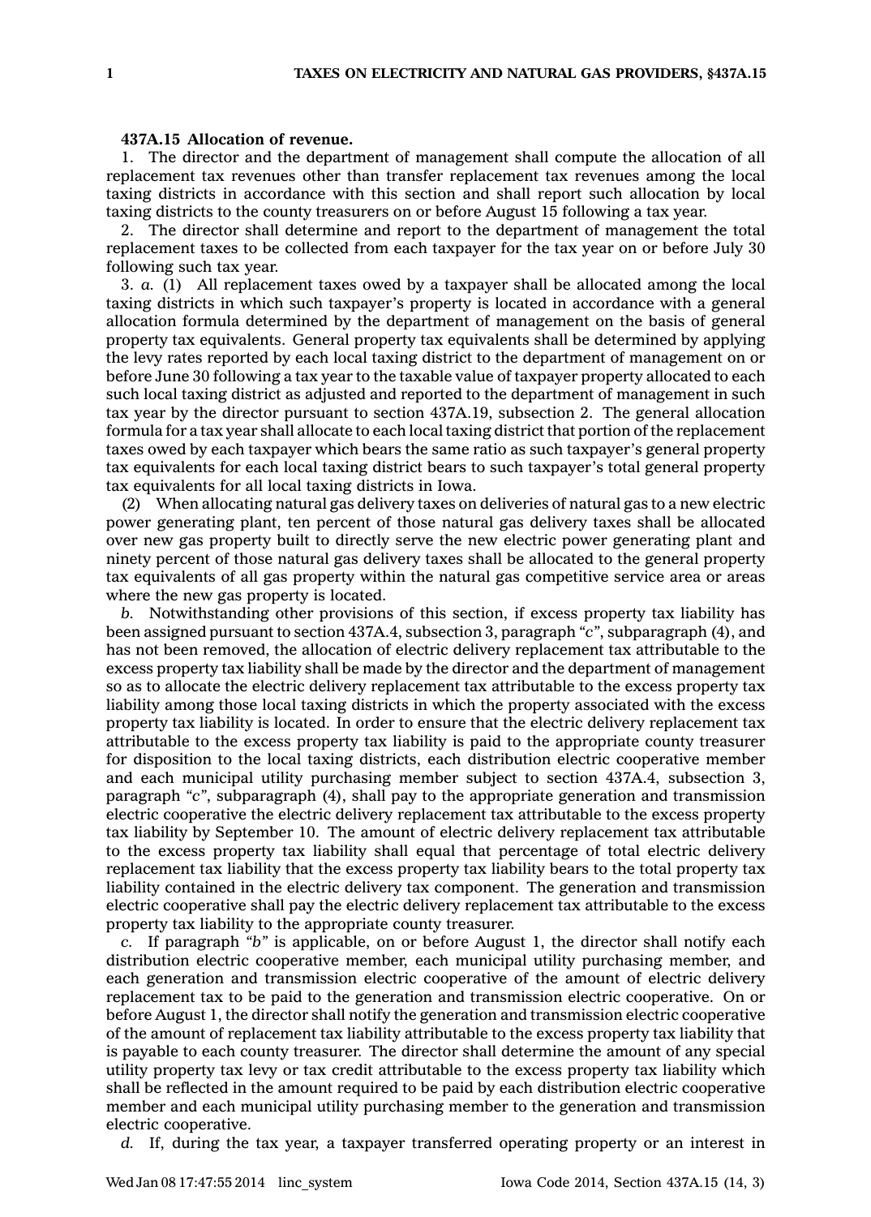**437A.15 Allocation of revenue.**

1. The director and the department of management shall compute the allocation of all replacement tax revenues other than transfer replacement tax revenues among the local taxing districts in accordance with this section and shall report such allocation by local taxing districts to the county treasurers on or before August 15 following a tax year.

2. The director shall determine and report to the department of management the total replacement taxes to be collected from each taxpayer for the tax year on or before July 30 following such tax year.

3. *a.* (1) All replacement taxes owed by a taxpayer shall be allocated among the local taxing districts in which such taxpayer's property is located in accordance with a general allocation formula determined by the department of management on the basis of general property tax equivalents. General property tax equivalents shall be determined by applying the levy rates reported by each local taxing district to the department of management on or before June 30 following a tax year to the taxable value of taxpayer property allocated to each such local taxing district as adjusted and reported to the department of management in such tax year by the director pursuant to section 437A.19, subsection 2. The general allocation formula for a tax year shall allocate to each local taxing district that portion of the replacement taxes owed by each taxpayer which bears the same ratio as such taxpayer's general property tax equivalents for each local taxing district bears to such taxpayer's total general property tax equivalents for all local taxing districts in Iowa.

(2) When allocating natural gas delivery taxes on deliveries of natural gas to a new electric power generating plant, ten percent of those natural gas delivery taxes shall be allocated over new gas property built to directly serve the new electric power generating plant and ninety percent of those natural gas delivery taxes shall be allocated to the general property tax equivalents of all gas property within the natural gas competitive service area or areas where the new gas property is located.

*b.* Notwithstanding other provisions of this section, if excess property tax liability has been assigned pursuant to section 437A.4, subsection 3, paragraph *"c"*, subparagraph (4), and has not been removed, the allocation of electric delivery replacement tax attributable to the excess property tax liability shall be made by the director and the department of management so as to allocate the electric delivery replacement tax attributable to the excess property tax liability among those local taxing districts in which the property associated with the excess property tax liability is located. In order to ensure that the electric delivery replacement tax attributable to the excess property tax liability is paid to the appropriate county treasurer for disposition to the local taxing districts, each distribution electric cooperative member and each municipal utility purchasing member subject to section 437A.4, subsection 3, paragraph *"c"*, subparagraph (4), shall pay to the appropriate generation and transmission electric cooperative the electric delivery replacement tax attributable to the excess property tax liability by September 10. The amount of electric delivery replacement tax attributable to the excess property tax liability shall equal that percentage of total electric delivery replacement tax liability that the excess property tax liability bears to the total property tax liability contained in the electric delivery tax component. The generation and transmission electric cooperative shall pay the electric delivery replacement tax attributable to the excess property tax liability to the appropriate county treasurer.

*c.* If paragraph *"b"* is applicable, on or before August 1, the director shall notify each distribution electric cooperative member, each municipal utility purchasing member, and each generation and transmission electric cooperative of the amount of electric delivery replacement tax to be paid to the generation and transmission electric cooperative. On or before August 1, the director shall notify the generation and transmission electric cooperative of the amount of replacement tax liability attributable to the excess property tax liability that is payable to each county treasurer. The director shall determine the amount of any special utility property tax levy or tax credit attributable to the excess property tax liability which shall be reflected in the amount required to be paid by each distribution electric cooperative member and each municipal utility purchasing member to the generation and transmission electric cooperative.

*d.* If, during the tax year, a taxpayer transferred operating property or an interest in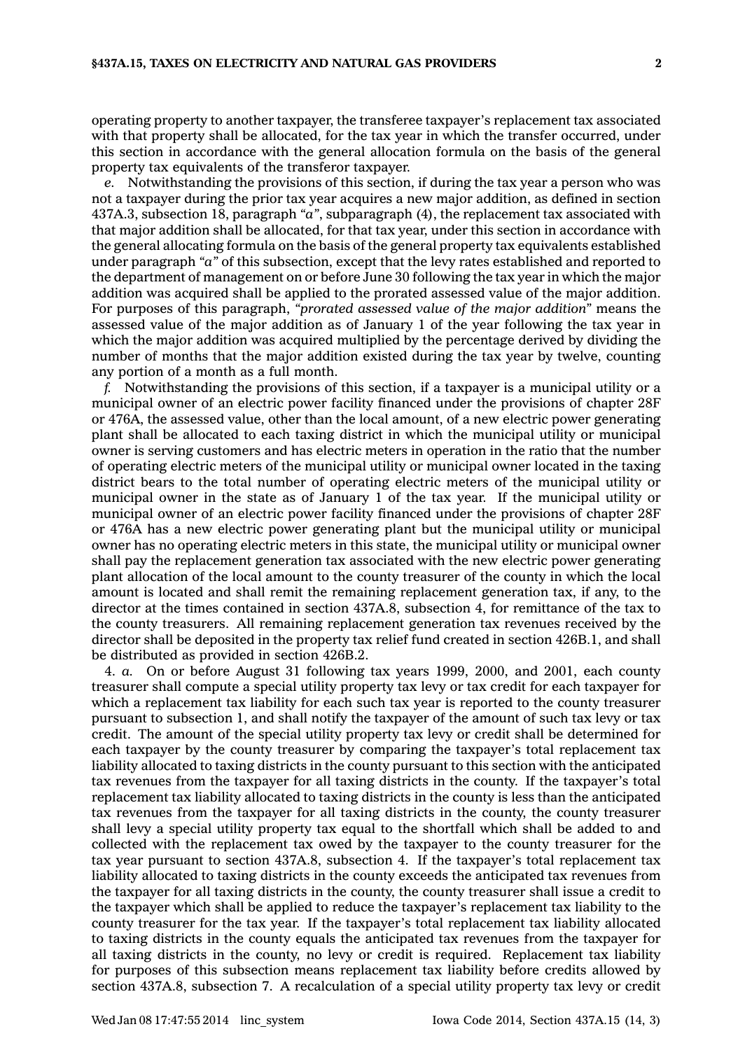operating property to another taxpayer, the transferee taxpayer's replacement tax associated with that property shall be allocated, for the tax year in which the transfer occurred, under this section in accordance with the general allocation formula on the basis of the general property tax equivalents of the transferor taxpayer.

*e.* Notwithstanding the provisions of this section, if during the tax year a person who was not a taxpayer during the prior tax year acquires a new major addition, as defined in section 437A.3, subsection 18, paragraph *"a"*, subparagraph (4), the replacement tax associated with that major addition shall be allocated, for that tax year, under this section in accordance with the general allocating formula on the basis of the general property tax equivalents established under paragraph *"a"* of this subsection, except that the levy rates established and reported to the department of management on or before June 30 following the tax year in which the major addition was acquired shall be applied to the prorated assessed value of the major addition. For purposes of this paragraph, *"prorated assessed value of the major addition"* means the assessed value of the major addition as of January 1 of the year following the tax year in which the major addition was acquired multiplied by the percentage derived by dividing the number of months that the major addition existed during the tax year by twelve, counting any portion of a month as a full month.

*f.* Notwithstanding the provisions of this section, if a taxpayer is a municipal utility or a municipal owner of an electric power facility financed under the provisions of chapter 28F or 476A, the assessed value, other than the local amount, of a new electric power generating plant shall be allocated to each taxing district in which the municipal utility or municipal owner is serving customers and has electric meters in operation in the ratio that the number of operating electric meters of the municipal utility or municipal owner located in the taxing district bears to the total number of operating electric meters of the municipal utility or municipal owner in the state as of January 1 of the tax year. If the municipal utility or municipal owner of an electric power facility financed under the provisions of chapter 28F or 476A has a new electric power generating plant but the municipal utility or municipal owner has no operating electric meters in this state, the municipal utility or municipal owner shall pay the replacement generation tax associated with the new electric power generating plant allocation of the local amount to the county treasurer of the county in which the local amount is located and shall remit the remaining replacement generation tax, if any, to the director at the times contained in section 437A.8, subsection 4, for remittance of the tax to the county treasurers. All remaining replacement generation tax revenues received by the director shall be deposited in the property tax relief fund created in section 426B.1, and shall be distributed as provided in section 426B.2.

4. *a.* On or before August 31 following tax years 1999, 2000, and 2001, each county treasurer shall compute a special utility property tax levy or tax credit for each taxpayer for which a replacement tax liability for each such tax year is reported to the county treasurer pursuant to subsection 1, and shall notify the taxpayer of the amount of such tax levy or tax credit. The amount of the special utility property tax levy or credit shall be determined for each taxpayer by the county treasurer by comparing the taxpayer's total replacement tax liability allocated to taxing districts in the county pursuant to this section with the anticipated tax revenues from the taxpayer for all taxing districts in the county. If the taxpayer's total replacement tax liability allocated to taxing districts in the county is less than the anticipated tax revenues from the taxpayer for all taxing districts in the county, the county treasurer shall levy a special utility property tax equal to the shortfall which shall be added to and collected with the replacement tax owed by the taxpayer to the county treasurer for the tax year pursuant to section 437A.8, subsection 4. If the taxpayer's total replacement tax liability allocated to taxing districts in the county exceeds the anticipated tax revenues from the taxpayer for all taxing districts in the county, the county treasurer shall issue a credit to the taxpayer which shall be applied to reduce the taxpayer's replacement tax liability to the county treasurer for the tax year. If the taxpayer's total replacement tax liability allocated to taxing districts in the county equals the anticipated tax revenues from the taxpayer for all taxing districts in the county, no levy or credit is required. Replacement tax liability for purposes of this subsection means replacement tax liability before credits allowed by section 437A.8, subsection 7. A recalculation of a special utility property tax levy or credit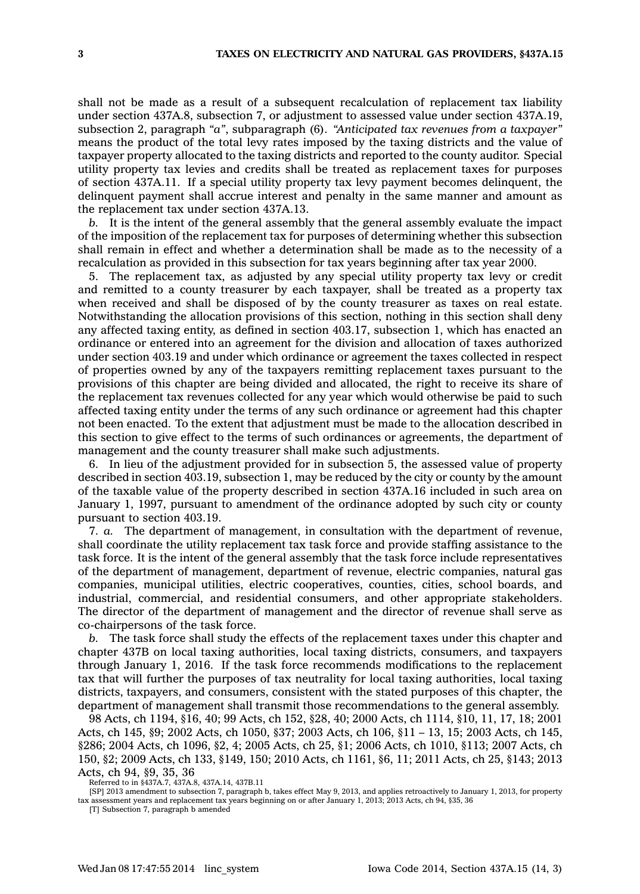shall not be made as a result of a subsequent recalculation of replacement tax liability under section 437A.8, subsection 7, or adjustment to assessed value under section 437A.19, subsection 2, paragraph *"a"*, subparagraph (6). *"Anticipated tax revenues from a taxpayer"* means the product of the total levy rates imposed by the taxing districts and the value of taxpayer property allocated to the taxing districts and reported to the county auditor. Special utility property tax levies and credits shall be treated as replacement taxes for purposes of section 437A.11. If a special utility property tax levy payment becomes delinquent, the delinquent payment shall accrue interest and penalty in the same manner and amount as the replacement tax under section 437A.13.

*b.* It is the intent of the general assembly that the general assembly evaluate the impact of the imposition of the replacement tax for purposes of determining whether this subsection shall remain in effect and whether a determination shall be made as to the necessity of a recalculation as provided in this subsection for tax years beginning after tax year 2000.

5. The replacement tax, as adjusted by any special utility property tax levy or credit and remitted to a county treasurer by each taxpayer, shall be treated as a property tax when received and shall be disposed of by the county treasurer as taxes on real estate. Notwithstanding the allocation provisions of this section, nothing in this section shall deny any affected taxing entity, as defined in section 403.17, subsection 1, which has enacted an ordinance or entered into an agreement for the division and allocation of taxes authorized under section 403.19 and under which ordinance or agreement the taxes collected in respect of properties owned by any of the taxpayers remitting replacement taxes pursuant to the provisions of this chapter are being divided and allocated, the right to receive its share of the replacement tax revenues collected for any year which would otherwise be paid to such affected taxing entity under the terms of any such ordinance or agreement had this chapter not been enacted. To the extent that adjustment must be made to the allocation described in this section to give effect to the terms of such ordinances or agreements, the department of management and the county treasurer shall make such adjustments.

6. In lieu of the adjustment provided for in subsection 5, the assessed value of property described in section 403.19, subsection 1, may be reduced by the city or county by the amount of the taxable value of the property described in section 437A.16 included in such area on January 1, 1997, pursuant to amendment of the ordinance adopted by such city or county pursuant to section 403.19.

7. *a.* The department of management, in consultation with the department of revenue, shall coordinate the utility replacement tax task force and provide staffing assistance to the task force. It is the intent of the general assembly that the task force include representatives of the department of management, department of revenue, electric companies, natural gas companies, municipal utilities, electric cooperatives, counties, cities, school boards, and industrial, commercial, and residential consumers, and other appropriate stakeholders. The director of the department of management and the director of revenue shall serve as co-chairpersons of the task force.

*b.* The task force shall study the effects of the replacement taxes under this chapter and chapter 437B on local taxing authorities, local taxing districts, consumers, and taxpayers through January 1, 2016. If the task force recommends modifications to the replacement tax that will further the purposes of tax neutrality for local taxing authorities, local taxing districts, taxpayers, and consumers, consistent with the stated purposes of this chapter, the department of management shall transmit those recommendations to the general assembly.

98 Acts, ch 1194, §16, 40; 99 Acts, ch 152, §28, 40; 2000 Acts, ch 1114, §10, 11, 17, 18; 2001 Acts, ch 145, §9; 2002 Acts, ch 1050, §37; 2003 Acts, ch 106, §11 – 13, 15; 2003 Acts, ch 145, §286; 2004 Acts, ch 1096, §2, 4; 2005 Acts, ch 25, §1; 2006 Acts, ch 1010, §113; 2007 Acts, ch 150, §2; 2009 Acts, ch 133, §149, 150; 2010 Acts, ch 1161, §6, 11; 2011 Acts, ch 25, §143; 2013 Acts, ch 94, §9, 35, 36

Referred to in §437A.7, 437A.8, 437A.14, 437B.11

[SP] 2013 amendment to subsection 7, paragraph b, takes effect May 9, 2013, and applies retroactively to January 1, 2013, for property tax assessment years and replacement tax years beginning on or after January 1, 2013; 2013 Acts, ch 94, §35, 36

[T] Subsection 7, paragraph b amended